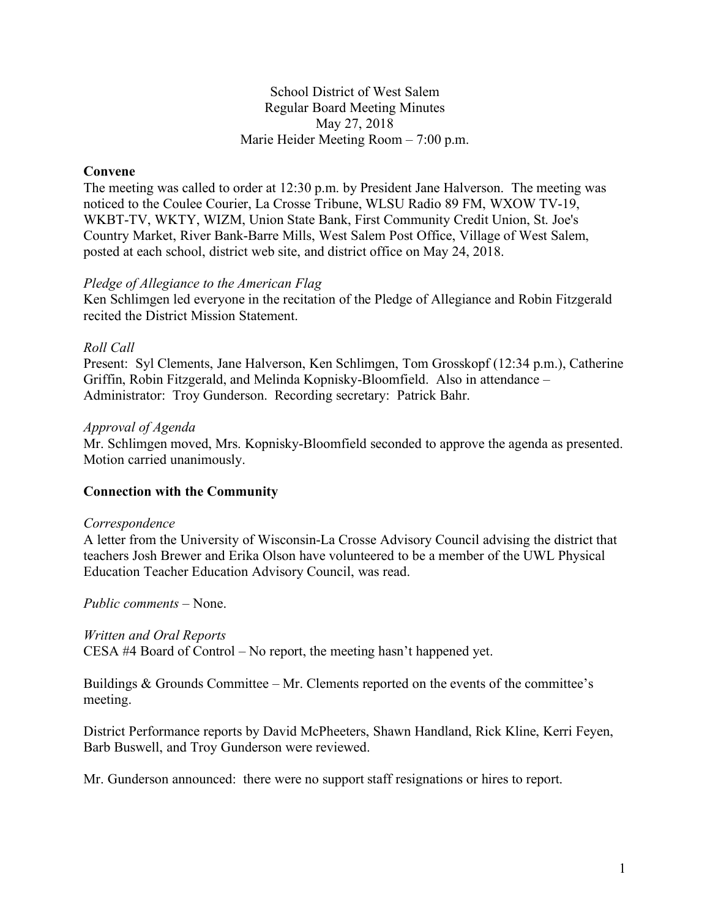School District of West Salem
Regular Board Meeting Minutes
May 27, 2018
Marie Heider Meeting Room – 7:00 p.m.

## Convene

The meeting was called to order at 12:30 p.m. by President Jane Halverson. The meeting was noticed to the Coulee Courier, La Crosse Tribune, WLSU Radio 89 FM, WXOW TV-19, WKBT-TV, WKTY, WIZM, Union State Bank, First Community Credit Union, St. Joe's Country Market, River Bank-Barre Mills, West Salem Post Office, Village of West Salem, posted at each school, district web site, and district office on May 24, 2018.

*Pledge of Allegiance to the American Flag*
Ken Schlimgen led everyone in the recitation of the Pledge of Allegiance and Robin Fitzgerald recited the District Mission Statement.

*Roll Call*
Present: Syl Clements, Jane Halverson, Ken Schlimgen, Tom Grosskopf (12:34 p.m.), Catherine Griffin, Robin Fitzgerald, and Melinda Kopnisky-Bloomfield. Also in attendance – Administrator: Troy Gunderson. Recording secretary: Patrick Bahr.

*Approval of Agenda*
Mr. Schlimgen moved, Mrs. Kopnisky-Bloomfield seconded to approve the agenda as presented. Motion carried unanimously.

## Connection with the Community

*Correspondence*
A letter from the University of Wisconsin-La Crosse Advisory Council advising the district that teachers Josh Brewer and Erika Olson have volunteered to be a member of the UWL Physical Education Teacher Education Advisory Council, was read.

*Public comments* – None.

*Written and Oral Reports*
CESA #4 Board of Control – No report, the meeting hasn't happened yet.

Buildings & Grounds Committee – Mr. Clements reported on the events of the committee's meeting.

District Performance reports by David McPheeters, Shawn Handland, Rick Kline, Kerri Feyen, Barb Buswell, and Troy Gunderson were reviewed.

Mr. Gunderson announced: there were no support staff resignations or hires to report.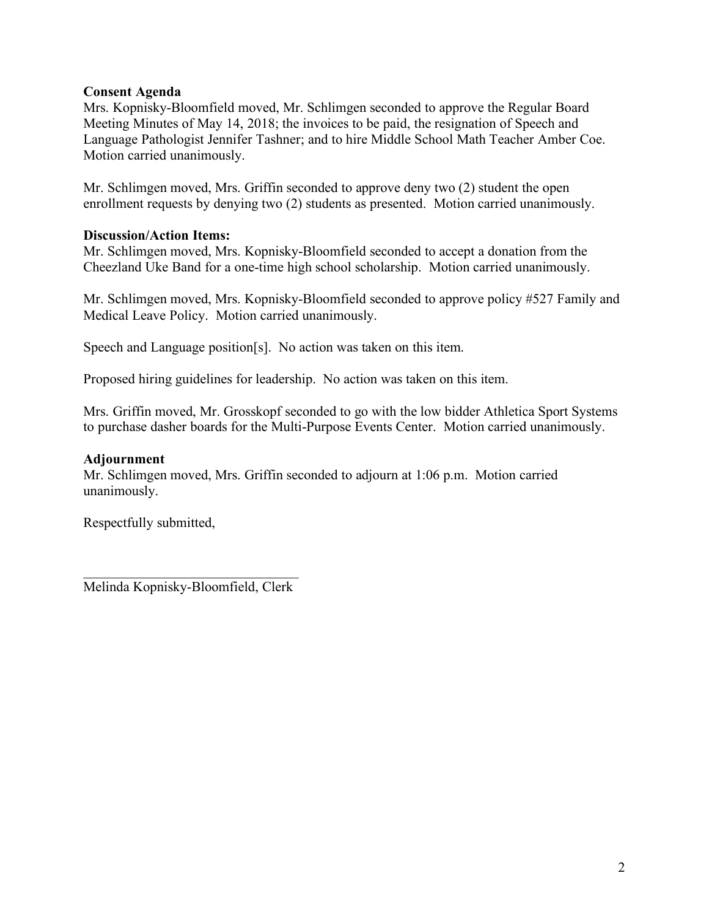**Consent Agenda**
Mrs. Kopnisky-Bloomfield moved, Mr. Schlimgen seconded to approve the Regular Board Meeting Minutes of May 14, 2018; the invoices to be paid, the resignation of Speech and Language Pathologist Jennifer Tashner; and to hire Middle School Math Teacher Amber Coe. Motion carried unanimously.

Mr. Schlimgen moved, Mrs. Griffin seconded to approve deny two (2) student the open enrollment requests by denying two (2) students as presented. Motion carried unanimously.

**Discussion/Action Items:**
Mr. Schlimgen moved, Mrs. Kopnisky-Bloomfield seconded to accept a donation from the Cheezland Uke Band for a one-time high school scholarship. Motion carried unanimously.

Mr. Schlimgen moved, Mrs. Kopnisky-Bloomfield seconded to approve policy #527 Family and Medical Leave Policy. Motion carried unanimously.

Speech and Language position[s]. No action was taken on this item.

Proposed hiring guidelines for leadership. No action was taken on this item.

Mrs. Griffin moved, Mr. Grosskopf seconded to go with the low bidder Athletica Sport Systems to purchase dasher boards for the Multi-Purpose Events Center. Motion carried unanimously.

**Adjournment**
Mr. Schlimgen moved, Mrs. Griffin seconded to adjourn at 1:06 p.m. Motion carried unanimously.

Respectfully submitted,

\_\_\_\_\_\_\_\_\_\_\_\_\_\_\_\_\_\_\_\_\_\_\_\_\_\_\_\_\_\_\_\_
Melinda Kopnisky-Bloomfield, Clerk